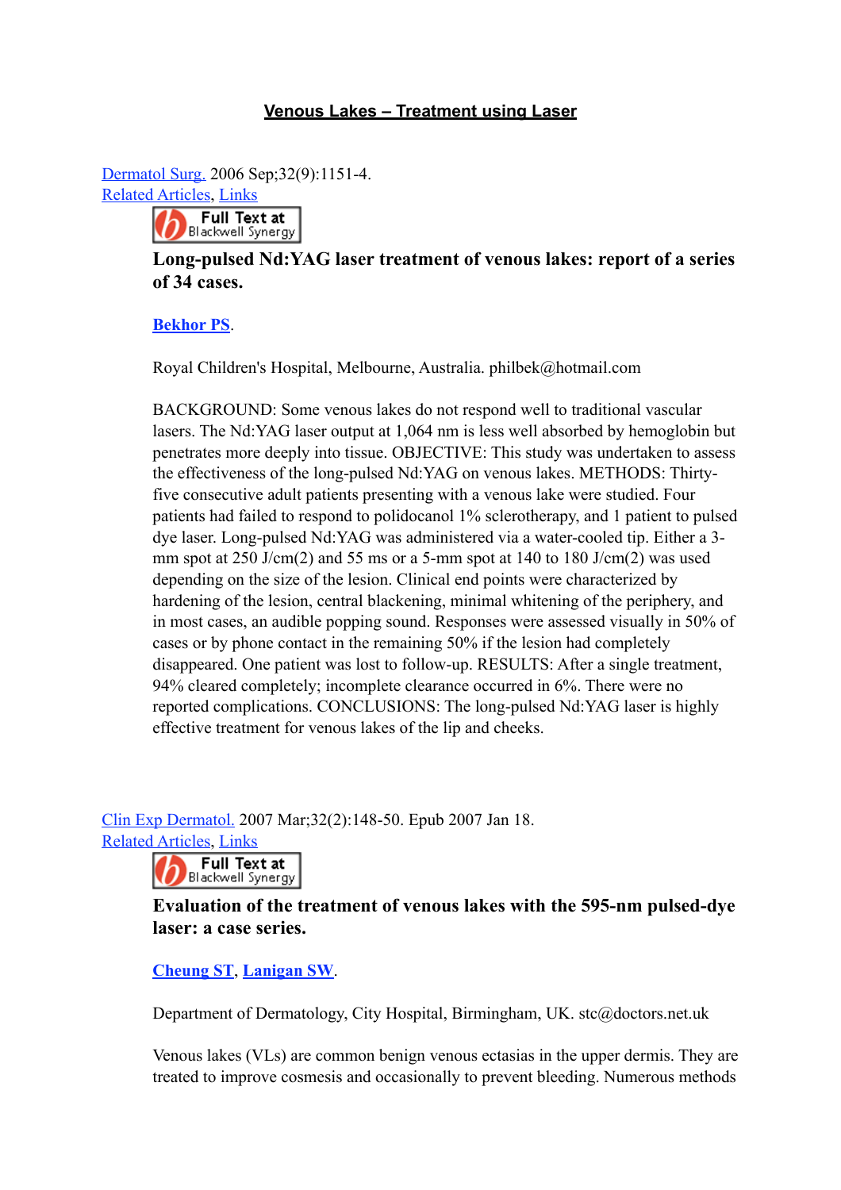# Venous Lakes – Treatment using Laser

Dermatol Surg. 2006 Sep;32(9):1151-4.
Related Articles, Links

Full Text at Blackwell Synergy

### Long-pulsed Nd:YAG laser treatment of venous lakes: report of a series of 34 cases.

**Bekhor PS**.

Royal Children's Hospital, Melbourne, Australia. philbek@hotmail.com

BACKGROUND: Some venous lakes do not respond well to traditional vascular lasers. The Nd:YAG laser output at 1,064 nm is less well absorbed by hemoglobin but penetrates more deeply into tissue. OBJECTIVE: This study was undertaken to assess the effectiveness of the long-pulsed Nd:YAG on venous lakes. METHODS: Thirty-five consecutive adult patients presenting with a venous lake were studied. Four patients had failed to respond to polidocanol 1% sclerotherapy, and 1 patient to pulsed dye laser. Long-pulsed Nd:YAG was administered via a water-cooled tip. Either a 3-mm spot at 250 J/cm(2) and 55 ms or a 5-mm spot at 140 to 180 J/cm(2) was used depending on the size of the lesion. Clinical end points were characterized by hardening of the lesion, central blackening, minimal whitening of the periphery, and in most cases, an audible popping sound. Responses were assessed visually in 50% of cases or by phone contact in the remaining 50% if the lesion had completely disappeared. One patient was lost to follow-up. RESULTS: After a single treatment, 94% cleared completely; incomplete clearance occurred in 6%. There were no reported complications. CONCLUSIONS: The long-pulsed Nd:YAG laser is highly effective treatment for venous lakes of the lip and cheeks.

Clin Exp Dermatol. 2007 Mar;32(2):148-50. Epub 2007 Jan 18.
Related Articles, Links

Full Text at Blackwell Synergy

### Evaluation of the treatment of venous lakes with the 595-nm pulsed-dye laser: a case series.

**Cheung ST**, **Lanigan SW**.

Department of Dermatology, City Hospital, Birmingham, UK. stc@doctors.net.uk

Venous lakes (VLs) are common benign venous ectasias in the upper dermis. They are treated to improve cosmesis and occasionally to prevent bleeding. Numerous methods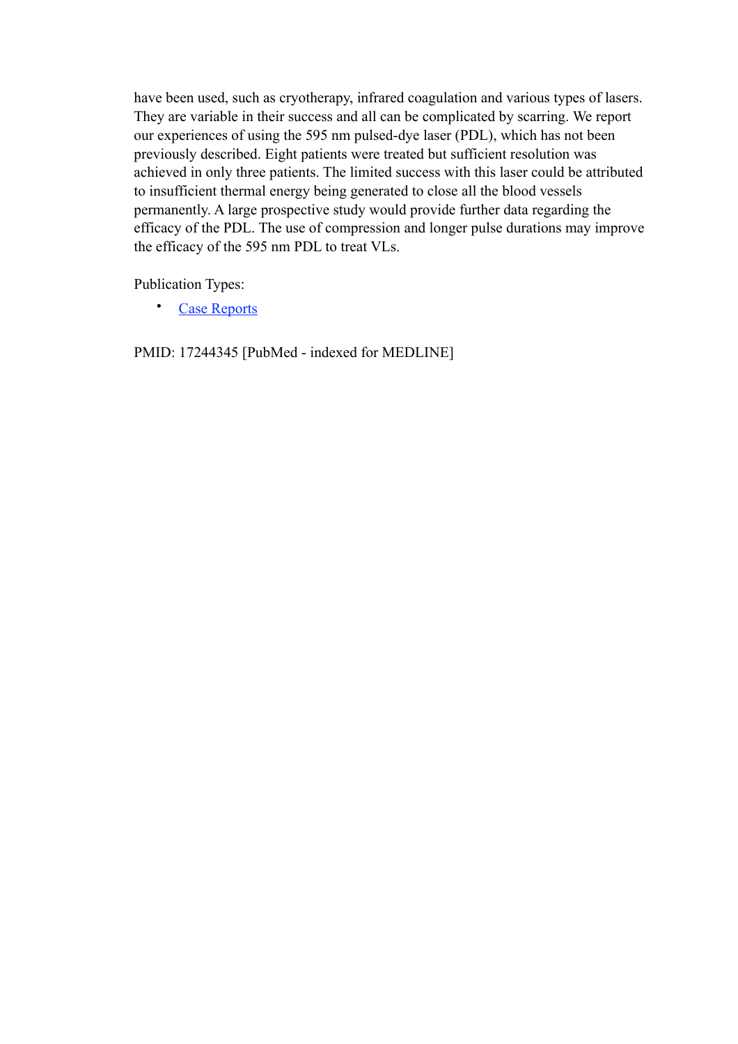have been used, such as cryotherapy, infrared coagulation and various types of lasers. They are variable in their success and all can be complicated by scarring. We report our experiences of using the 595 nm pulsed-dye laser (PDL), which has not been previously described. Eight patients were treated but sufficient resolution was achieved in only three patients. The limited success with this laser could be attributed to insufficient thermal energy being generated to close all the blood vessels permanently. A large prospective study would provide further data regarding the efficacy of the PDL. The use of compression and longer pulse durations may improve the efficacy of the 595 nm PDL to treat VLs.

Publication Types:

- Case Reports

PMID: 17244345 [PubMed - indexed for MEDLINE]